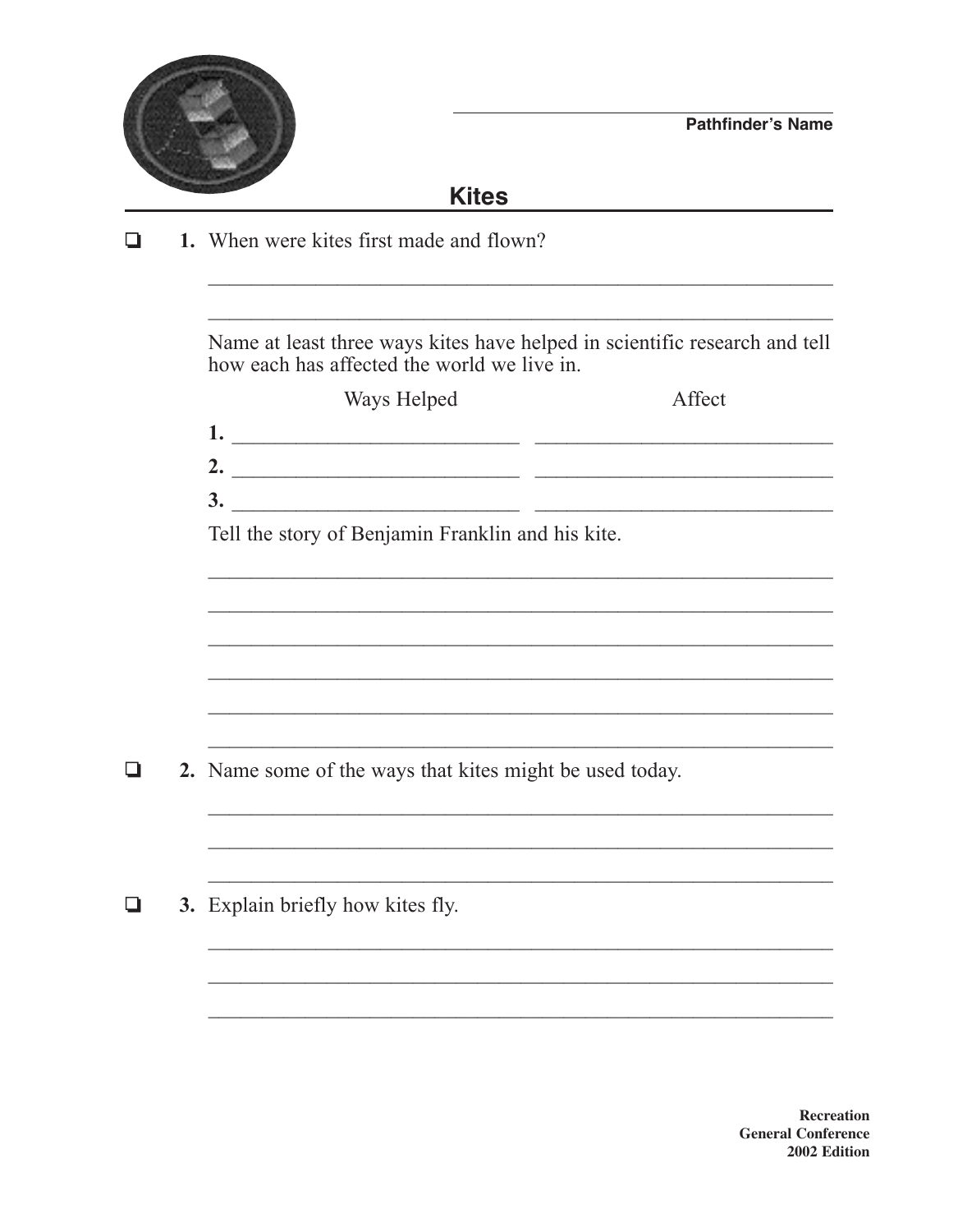Pathfinder's Name

# Kites

☐ **1.** When were kites first made and flown?

Name at least three ways kites have helped in scientific research and tell how each has affected the world we live in.

| | Ways Helped | Affect |
|---|---|---|
| **1.** | | |
| **2.** | | |
| **3.** | | |

Tell the story of Benjamin Franklin and his kite.

☐ **2.** Name some of the ways that kites might be used today.

☐ **3.** Explain briefly how kites fly.

**Recreation**
**General Conference**
**2002 Edition**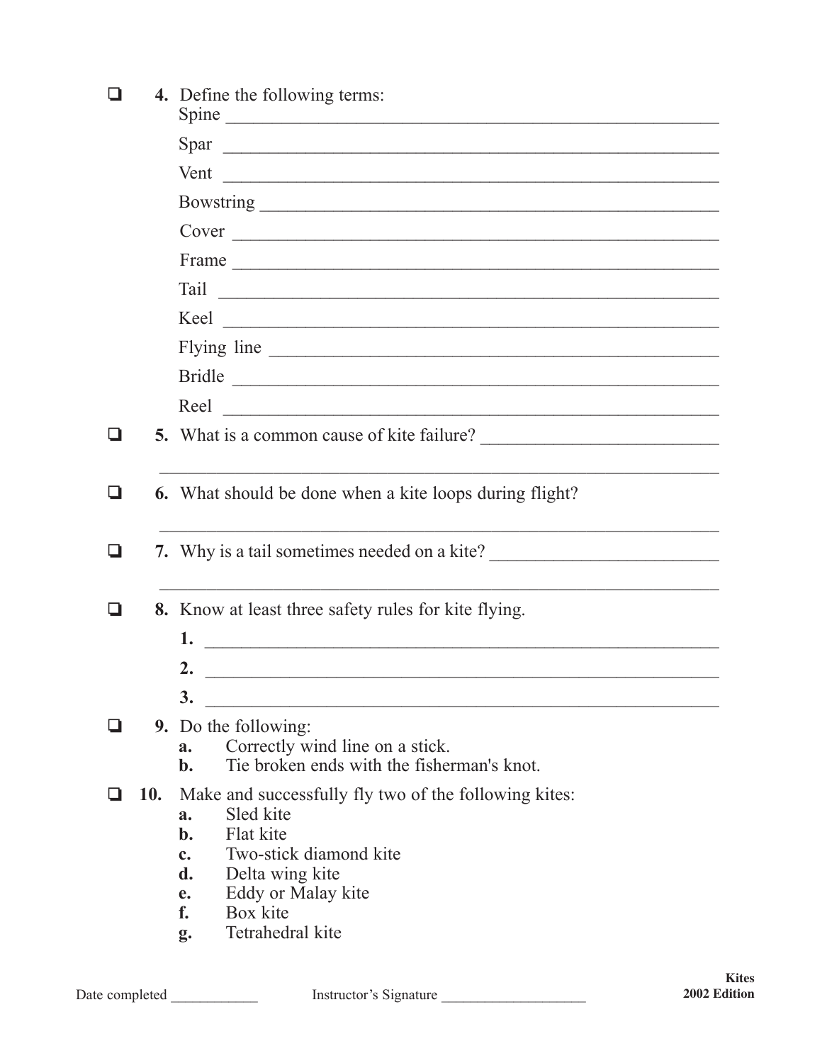- [ ] **4.** Define the following terms:

  Spine ______________________________________________

  Spar ______________________________________________

  Vent ______________________________________________

  Bowstring ______________________________________________

  Cover ______________________________________________

  Frame ______________________________________________

  Tail ______________________________________________

  Keel ______________________________________________

  Flying line ______________________________________________

  Bridle ______________________________________________

  Reel ______________________________________________

- [ ] **5.** What is a common cause of kite failure? __________________________

  ______________________________________________

- [ ] **6.** What should be done when a kite loops during flight?

  ______________________________________________

- [ ] **7.** Why is a tail sometimes needed on a kite? __________________________

  ______________________________________________

- [ ] **8.** Know at least three safety rules for kite flying.

  **1.** ______________________________________________

  **2.** ______________________________________________

  **3.** ______________________________________________

- [ ] **9.** Do the following:
  - **a.** Correctly wind line on a stick.
  - **b.** Tie broken ends with the fisherman's knot.

- [ ] **10.** Make and successfully fly two of the following kites:
  - **a.** Sled kite
  - **b.** Flat kite
  - **c.** Two-stick diamond kite
  - **d.** Delta wing kite
  - **e.** Eddy or Malay kite
  - **f.** Box kite
  - **g.** Tetrahedral kite

Date completed ____________ Instructor's Signature ____________________